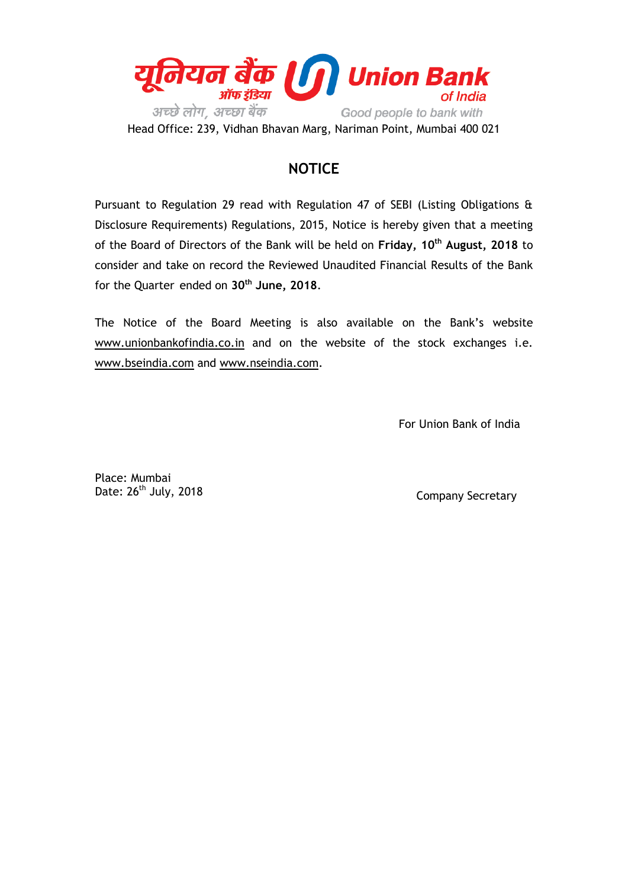यूनियन बैंक ऑफ इंडिया — Union Bank of India

अच्छे लोग, अच्छा बैंक — Good people to bank with

Head Office: 239, Vidhan Bhavan Marg, Nariman Point, Mumbai 400 021

# NOTICE

Pursuant to Regulation 29 read with Regulation 47 of SEBI (Listing Obligations & Disclosure Requirements) Regulations, 2015, Notice is hereby given that a meeting of the Board of Directors of the Bank will be held on **Friday, 10th August, 2018** to consider and take on record the Reviewed Unaudited Financial Results of the Bank for the Quarter ended on **30th June, 2018**.

The Notice of the Board Meeting is also available on the Bank's website www.unionbankofindia.co.in and on the website of the stock exchanges i.e. www.bseindia.com and www.nseindia.com.

For Union Bank of India

Place: Mumbai
Date: 26th July, 2018

Company Secretary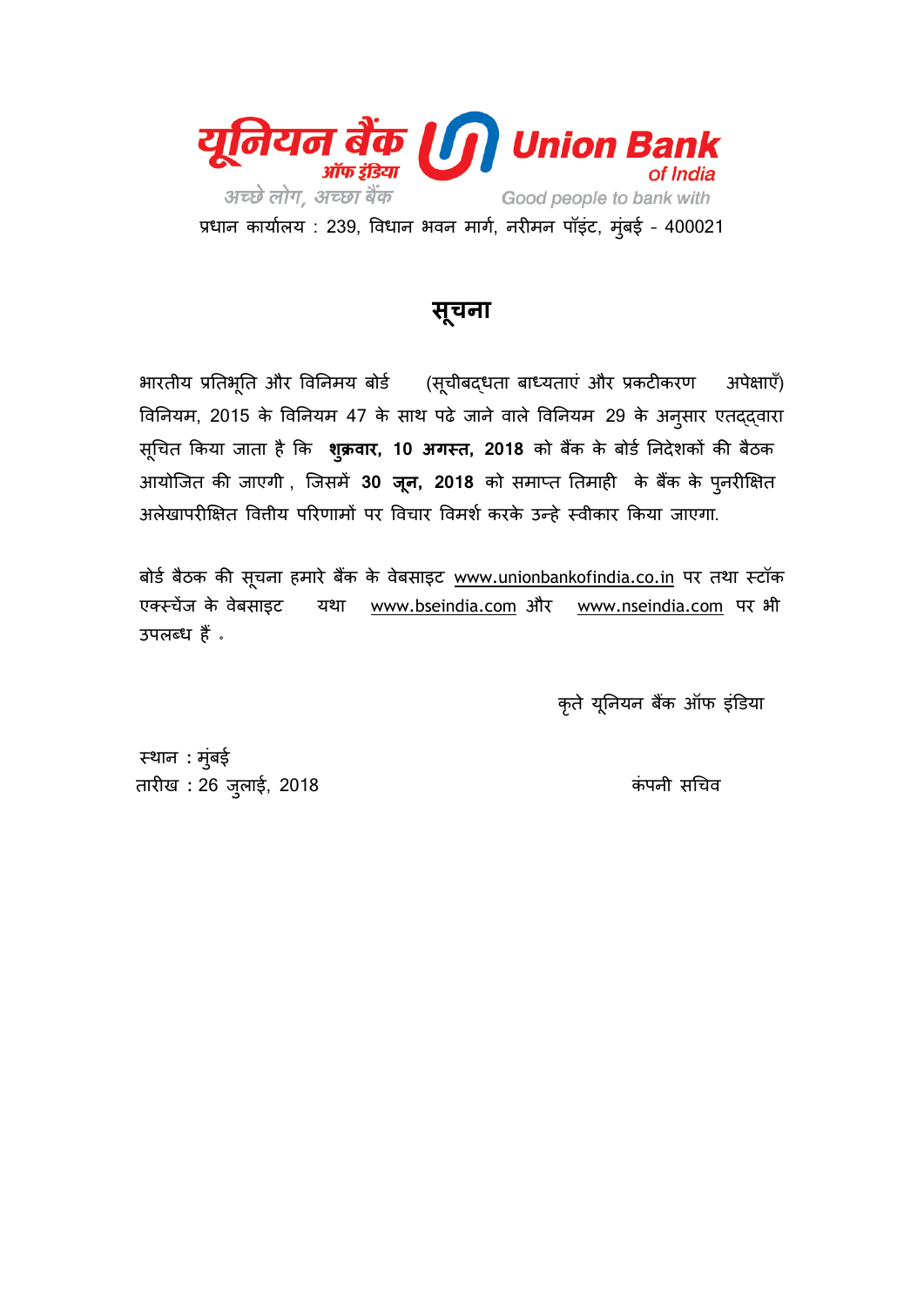यूनियन बैंक ऑफ इंडिया
अच्छे लोग, अच्छा बैंक

Union Bank of India
Good people to bank with

प्रधान कार्यालय : 239, विधान भवन मार्ग, नरीमन पॉइंट, मुंबई - 400021

# सूचना

भारतीय प्रतिभूति और विनिमय बोर्ड (सूचीबद्धता बाध्यताएं और प्रकटीकरण अपेक्षाएँ) विनियम, 2015 के विनियम 47 के साथ पढे जाने वाले विनियम 29 के अनुसार एतद्द्वारा सूचित किया जाता है कि **शुक्रवार, 10 अगस्त, 2018** को बैंक के बोर्ड निदेशकों की बैठक आयोजित की जाएगी , जिसमें **30 जून, 2018** को समाप्त तिमाही के बैंक के पुनरीक्षित अलेखापरीक्षित वित्तीय परिणामों पर विचार विमर्श करके उन्हे स्वीकार किया जाएगा.

बोर्ड बैठक की सूचना हमारे बैंक के वेबसाइट www.unionbankofindia.co.in पर तथा स्टॉक एक्स्चेंज के वेबसाइट यथा www.bseindia.com और www.nseindia.com पर भी उपलब्ध हैं ।

कृते यूनियन बैंक ऑफ इंडिया

स्थान : मुंबई
तारीख : 26 जुलाई, 2018

कंपनी सचिव